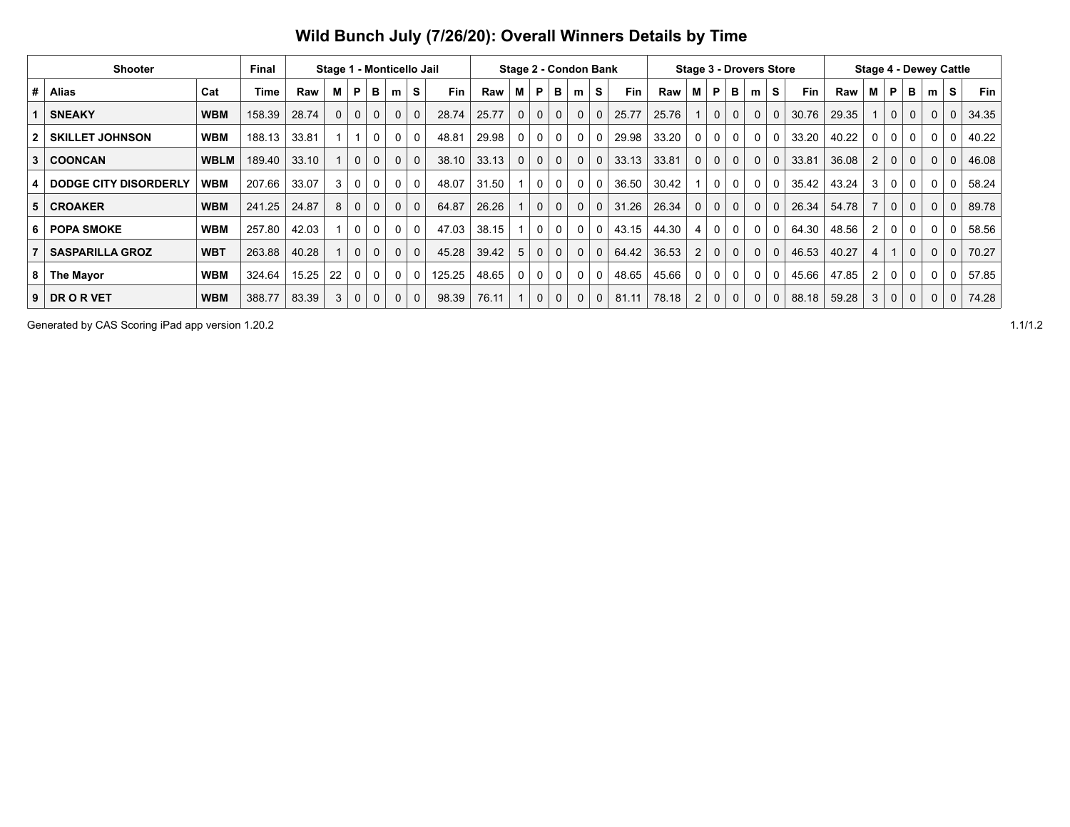# Wild Bunch July (7/26/20): Overall Winners Details by Time

| Shooter | | | Final | Stage 1 - Monticello Jail | | | | | | | Stage 2 - Condon Bank | | | | | | | Stage 3 - Drovers Store | | | | | | | Stage 4 - Dewey Cattle | | | | | | |
|---|---|---|---|---|---|---|---|---|---|---|---|---|---|---|---|---|---|---|---|---|---|---|---|---|---|---|---|---|---|---|---|
| # | Alias | Cat | Time | Raw | M | P | B | m | S | Fin | Raw | M | P | B | m | S | Fin | Raw | M | P | B | m | S | Fin | Raw | M | P | B | m | S | Fin |
| 1 | **SNEAKY** | **WBM** | 158.39 | 28.74 | 0 | 0 | 0 | 0 | 0 | 28.74 | 25.77 | 0 | 0 | 0 | 0 | 0 | 25.77 | 25.76 | 1 | 0 | 0 | 0 | 0 | 30.76 | 29.35 | 1 | 0 | 0 | 0 | 0 | 34.35 |
| 2 | **SKILLET JOHNSON** | **WBM** | 188.13 | 33.81 | 1 | 1 | 0 | 0 | 0 | 48.81 | 29.98 | 0 | 0 | 0 | 0 | 0 | 29.98 | 33.20 | 0 | 0 | 0 | 0 | 0 | 33.20 | 40.22 | 0 | 0 | 0 | 0 | 0 | 40.22 |
| 3 | **COONCAN** | **WBLM** | 189.40 | 33.10 | 1 | 0 | 0 | 0 | 0 | 38.10 | 33.13 | 0 | 0 | 0 | 0 | 0 | 33.13 | 33.81 | 0 | 0 | 0 | 0 | 0 | 33.81 | 36.08 | 2 | 0 | 0 | 0 | 0 | 46.08 |
| 4 | **DODGE CITY DISORDERLY** | **WBM** | 207.66 | 33.07 | 3 | 0 | 0 | 0 | 0 | 48.07 | 31.50 | 1 | 0 | 0 | 0 | 0 | 36.50 | 30.42 | 1 | 0 | 0 | 0 | 0 | 35.42 | 43.24 | 3 | 0 | 0 | 0 | 0 | 58.24 |
| 5 | **CROAKER** | **WBM** | 241.25 | 24.87 | 8 | 0 | 0 | 0 | 0 | 64.87 | 26.26 | 1 | 0 | 0 | 0 | 0 | 31.26 | 26.34 | 0 | 0 | 0 | 0 | 0 | 26.34 | 54.78 | 7 | 0 | 0 | 0 | 0 | 89.78 |
| 6 | **POPA SMOKE** | **WBM** | 257.80 | 42.03 | 1 | 0 | 0 | 0 | 0 | 47.03 | 38.15 | 1 | 0 | 0 | 0 | 0 | 43.15 | 44.30 | 4 | 0 | 0 | 0 | 0 | 64.30 | 48.56 | 2 | 0 | 0 | 0 | 0 | 58.56 |
| 7 | **SASPARILLA GROZ** | **WBT** | 263.88 | 40.28 | 1 | 0 | 0 | 0 | 0 | 45.28 | 39.42 | 5 | 0 | 0 | 0 | 0 | 64.42 | 36.53 | 2 | 0 | 0 | 0 | 0 | 46.53 | 40.27 | 4 | 1 | 0 | 0 | 0 | 70.27 |
| 8 | **The Mayor** | **WBM** | 324.64 | 15.25 | 22 | 0 | 0 | 0 | 0 | 125.25 | 48.65 | 0 | 0 | 0 | 0 | 0 | 48.65 | 45.66 | 0 | 0 | 0 | 0 | 0 | 45.66 | 47.85 | 2 | 0 | 0 | 0 | 0 | 57.85 |
| 9 | **DR O R VET** | **WBM** | 388.77 | 83.39 | 3 | 0 | 0 | 0 | 0 | 98.39 | 76.11 | 1 | 0 | 0 | 0 | 0 | 81.11 | 78.18 | 2 | 0 | 0 | 0 | 0 | 88.18 | 59.28 | 3 | 0 | 0 | 0 | 0 | 74.28 |

Generated by CAS Scoring iPad app version 1.20.2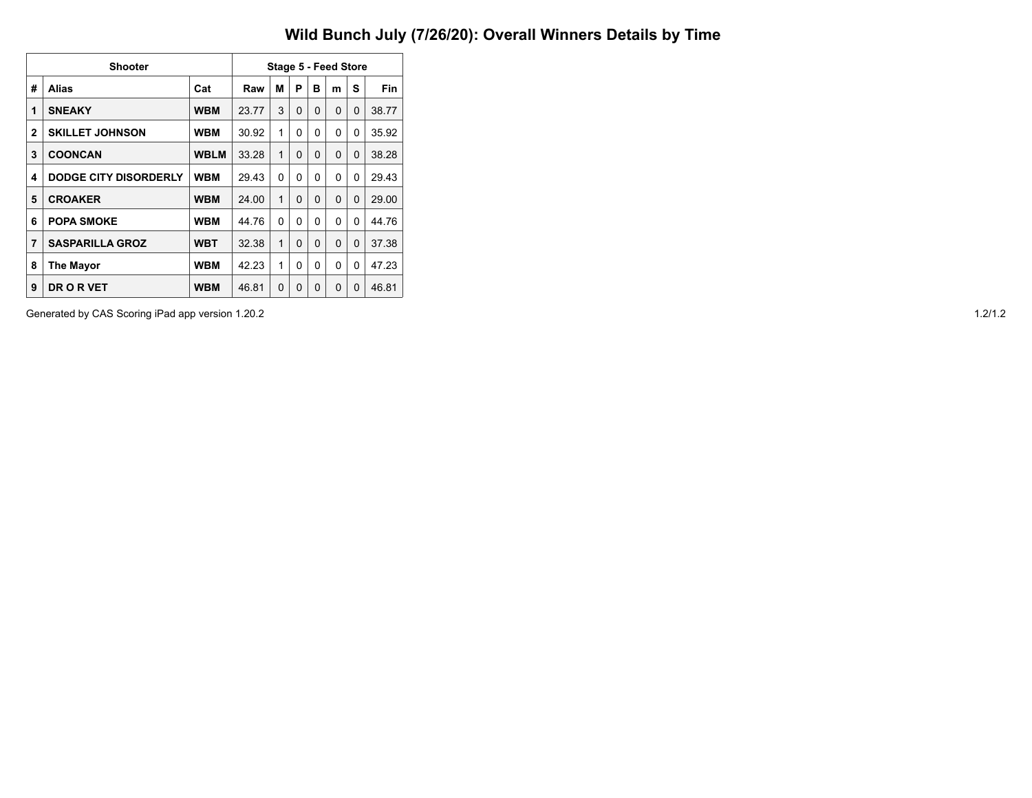# Wild Bunch July (7/26/20): Overall Winners Details by Time

| Shooter | | | Stage 5 - Feed Store | | | | | | |
|---|---|---|---|---|---|---|---|---|---|
| # | Alias | Cat | Raw | M | P | B | m | S | Fin |
| 1 | SNEAKY | WBM | 23.77 | 3 | 0 | 0 | 0 | 0 | 38.77 |
| 2 | SKILLET JOHNSON | WBM | 30.92 | 1 | 0 | 0 | 0 | 0 | 35.92 |
| 3 | COONCAN | WBLM | 33.28 | 1 | 0 | 0 | 0 | 0 | 38.28 |
| 4 | DODGE CITY DISORDERLY | WBM | 29.43 | 0 | 0 | 0 | 0 | 0 | 29.43 |
| 5 | CROAKER | WBM | 24.00 | 1 | 0 | 0 | 0 | 0 | 29.00 |
| 6 | POPA SMOKE | WBM | 44.76 | 0 | 0 | 0 | 0 | 0 | 44.76 |
| 7 | SASPARILLA GROZ | WBT | 32.38 | 1 | 0 | 0 | 0 | 0 | 37.38 |
| 8 | The Mayor | WBM | 42.23 | 1 | 0 | 0 | 0 | 0 | 47.23 |
| 9 | DR O R VET | WBM | 46.81 | 0 | 0 | 0 | 0 | 0 | 46.81 |

Generated by CAS Scoring iPad app version 1.20.2